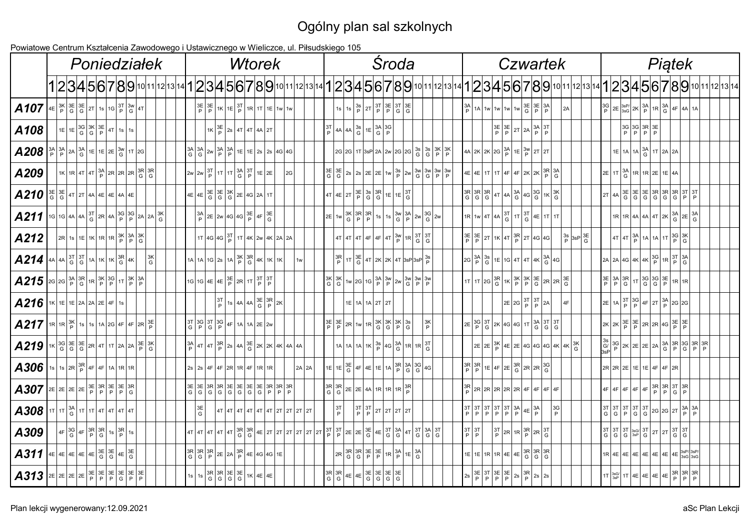# Ogólny plan sal szkolnych

Powiatowe Centrum Kształcenia Zawodowego i Ustawicznego w Wieliczce, ul. Piłsudskiego 105

| | Poniedziałek | | | | | | | | | | | | | | Wtorek | | | | | | | | | | | | | | Środa | | | | | | | | | | | | | | Czwartek | | | | | | | | | | | | | | Piątek | | | | | | | | | | | | | |
|---|---|---|---|---|---|---|---|---|---|---|---|---|---|---|---|---|---|---|---|---|---|---|---|---|---|---|---|---|---|---|---|---|---|---|---|---|---|---|---|---|---|---|---|---|---|---|---|---|---|---|---|---|---|---|---|---|---|---|---|---|---|---|---|---|---|---|---|---|---|---|
| | 1 | 2 | 3 | 4 | 5 | 6 | 7 | 8 | 9 | 10 | 11 | 12 | 13 | 14 | 1 | 2 | 3 | 4 | 5 | 6 | 7 | 8 | 9 | 10 | 11 | 12 | 13 | 14 | 1 | 2 | 3 | 4 | 5 | 6 | 7 | 8 | 9 | 10 | 11 | 12 | 13 | 14 | 1 | 2 | 3 | 4 | 5 | 6 | 7 | 8 | 9 | 10 | 11 | 12 | 13 | 14 | 1 | 2 | 3 | 4 | 5 | 6 | 7 | 8 | 9 | 10 | 11 | 12 | 13 | 14 |
| **A107** | 4E | 3K/P | 3E/G | 3E/G | 2T | 1s | 1G | 3T/P | 3w/G | 4T | | | | | | 3E/P | 3E/P | 1K | 1E | 3T/P | 1R | 1T | 1E | 1w | 1w | | | | | 1s | 1s | 3s/P | 2T | 3T/P | 3E/P | 3T/G | 3E/G | | | | | | 3A/P | 1A | 1w | 1w | 1w | 1w | 3E/G | 3E/P | 3A/P | | 2A | | | | 3G/P | 2E | 3sP/3sG | 2K | 3A/P | 1R | 3A/G | 4F | 4A | 1A | | | | |
| **A108** | | 1E | 1E | 3G/G | 3K/G | 3E/P | 4T | 1s | 1s | | | | | | | | | 1K | 3E/P | 2s | 4T | 4T | 4A | 2T | | | | | 3T/P | 4A | 4A | 3s/G | 1E | 3A/G | 3G/P | | | | | | | | | | | 3E/P | 3E/P | 2T | 2A | 3A/P | 3T/P | | | | | | | | 3G/P | 3G/P | 3R/P | 3E/P | | | | | | | | |
| **A208** | 3A/P | 3A/P | 2A | 3A/G | 1E | 1E | 2E | 3w/G | 1T | 2G | | | | | 3A/G | 3A/G | 2w | 3A/P | 3A/P | 1E | 1E | 2s | 2s | 4G | 4G | | | | | 2G | 2G | 1T | 3sP | 2A | 2w | 2G | 2G | 3s/G | 3s/G | 3K/P | 3K/P | | 4A | 2K | 2K | 2G | 3A/P | 1E | 3w/P | 2T | 2T | | | | | | | 1E | 1A | 1A | 3A/G | 1T | 2A | 2A | | | | | | |
| **A209** | | 1K | 1R | 4T | 4T | 3A/P | 2R | 2R | 2R | 3R/G | 3R/G | | | | 2w | 2w | 3T/P | 1T | 1T | 3A/G | 3T/P | 1E | 2E | | 2G | | | | 3E/G | 3E/G | 2s | 2s | 2E | 2E | 1w | 3s/P | 2w | 3w/G | 3w/G | 3w/P | 3w/P | | 4E | 4E | 1T | 1T | 4F | 4F | 2K | 2K | 3R/P | 3A/G | | | | | 2E | 1T | 3A/G | 1R | 1R | 2E | 1E | 4A | | | | | | |
| **A210** | 3E/G | 3E/G | 4T | 2T | 4A | 4E | 4E | 4A | 4E | | | | | | 4E | 4E | 3E/G | 3E/G | 3K/G | 2E | 4G | 2A | 1T | | | | | | 4T | 4E | 2T | 3E/P | 3s/G | 3R/G | 1E | 1E | 3T/G | | | | | | 3R/G | 3R/G | 3R/G | 4T | 4A | 3A/G | 4G | 3G/G | 1K | 3K/G | | | | | 2T | 4A | 3E/G | 3E/G | 3E/G | 3R/G | 3R/G | 3R/G | 3T/P | 3T/P | | | | |
| **A211** | 1G | 1G | 4A | 4A | 3T/G | 2R | 4A | 3G/P | 3G/P | 2A | 2A | 3K/G | | | | 3A/P | 2E | 2w | 4G | 4G | 3E/P | 4F | 3E/G | | | | | | 2E | 1w | 3K/G | 3R/P | 3R/P | 1s | 1s | 3w/G | 3A/P | 2w | 3G/G | 2w | | | 1R | 1w | 4T | 4A | 3T/G | 1T | 3T/G | 4E | 1T | 1T | | | | | | 1R | 1R | 4A | 4A | 4T | 2K | 3A/G | 2E | 3A/G | | | | |
| **A212** | | 2R | 1s | 1E | 1K | 1R | 1R | 3K/P | 3A/P | 3K/G | | | | | | 1T | 4G | 4G | 3T/P | 1T | 4K | 2w | 4K | 2A | 2A | | | | | 4T | 4T | 4T | 4F | 4F | 4T | 3w/P | 1R | 3T/G | 3T/G | | | | 3E/P | 3E/P | 2T | 1K | 4T | 3R/P | 2T | 4G | 4G | | 3s/P | 3sP | 3E/G | | | 4T | 4T | 3A/P | 1A | 1A | 1T | 3G/P | 3K/G | | | | | |
| **A214** | 4A | 4A | 3T/G | 3T/G | 1A | 1K | 1K | 3R/G | 4K | | 3K/G | | | | 1A | 1A | 1G | 2s | 1A | 3K/P | 3R/G | 4K | 1K | 1K | | 1w | | | | 3R/P | 1T | 3E/G | 4T | 2K | 2K | 4T | 3sP | 3sP | 3s/P | | | | 2G | 3A/P | 3s/G | 1E | 1G | 4T | 4T | 4K | 3A/G | 4G | | | | | 2A | 2A | 4G | 4K | 4K | 3G/P | 1R | 3T/P | 3A/G | | | | | |
| **A215** | 2G | 2G | 3A/P | 3R/G | 1R | 3K/P | 3G/P | 1T | 3K/P | 3A/P | | | | | 1G | 1G | 4E | 4E | 3E/P | 2R | 1T | 3T/P | 3T/P | | | | | | 3K/G | 3K/G | 1w | 2G | 1G | 3A/P | 3w/P | 2w | 3w/G | 3w/P | 3w/P | | | | 1T | 1T | 2G | 3R/G | 1K | 3K/P | 3K/P | 3E/G | 2R | 2R | 3E/G | | | | 3E/P | 3A/P | 3R/G | 1T | 3G/G | 3G/G | 3E/P | 1R | 1R | | | | | |
| **A216** | 1K | 1E | 1E | 2A | 2A | 2E | 4F | 1s | | | | | | | | | | 3T/P | 1s | 4A | 4A | 3E/G | 3R/P | 2K | | | | | | | 1E | 1A | 1A | 2T | 2T | | | | | | | | | | | | 2E | 2G | 3T/P | 3T/P | 2A | | 4F | | | | 2E | 1A | 3T/P | 3G/P | 4F | 2T | 3A/P | 2G | 2G | | | | | |
| **A217** | 1R | 1R | 3K/P | 1s | 1s | 1A | 2G | 4F | 4F | 2R | 3E/P | | | | 3T/G | 3G/P | 3T/G | 3G/P | 4F | 1A | 1A | 2E | 2w | | | | | | 3E/P | 3E/P | 2R | 1w | 1R | 3K/G | 3K/G | 3K/P | 3s/G | | 3K/P | | | | 2E | 3G/P | 3T/G | 2K | 4G | 4G | 1T | 3A/G | 3T/G | 3T/G | | | | | 2K | 2K | 3E/P | 3E/P | 2R | 2R | 4G | 3E/P | 3E/P | | | | | |
| **A219** | 1K | 3G/G | 3E/G | 3E/G | 2R | 4T | 1T | 2A | 2A | 3E/P | 3K/G | | | | 3A/P | 4T | 4T | 3R/P | 2s | 4A | 3E/G | 2K | 2K | 4K | 4A | 4A | | | | 1A | 1A | 1A | 1K | 3s/P | 4G | 3A/G | 1R | 1R | 3T/G | | | | | 2E | 2E | 3K/P | 4E | 2E | 4G | 4G | 4G | 4K | 4K | 3K/G | | | 3s/G/3sP | 3G/P | 2K | 2E | 2E | 2A | 3A/G | 3R/P | 3G/G | 3R/P | 3R/P | | | |
| **A306** | 1s | 1s | 2R | 3R/P | 4F | 4F | 1A | 1R | 1R | | | | | | 2s | 2s | 4F | 4F | 2R | 1R | 4F | 1R | 1R | | | 2A | 2A | | 1E | 1E | 3E/G | 4F | 4E | 1E | 1A | 3R/P | 3A/G | 3G/G | 4G | | | | 3R/P | 3R/P | 1E | 4F | 2E | 3R/G | 2R | 2R | 3G/G | | | | | | 2R | 2R | 2E | 1E | 1E | 4F | 4F | 2R | | | | | | |
| **A307** | 2E | 2E | 2E | 2E | 3E/P | 3R/P | 3E/P | 3E/P | 3R/G | | | | | | 3E/G | 3E/G | 3R/G | 3R/G | 3E/G | 3E/G | 3E/G | 3E/G | 3R/P | 3R/P | 3R/P | | | | 3R/G | 3R/G | 2E | 2E | 4A | 1R | 1R | 1R | 3R/P | | | | | | 3R/P | 2R | 2R | 2R | 2R | 2R | 4F | 4F | 4F | 4F | | | | | 4F | 4F | 4F | 4F | 4F | 3R/P | 3R/P | 3T/G | 3R/P | | | | | |
| **A308** | 1T | 1T | 3A/G | 1T | 1T | 4T | 4T | 4T | 4T | | | | | | | 3E/G | | 4T | 4T | 4T | 4T | 4T | 4T | 2T | 2T | 2T | 2T | | | 3T/P | | 3T/P | 3T/P | 2T | 2T | 2T | 2T | | | | | | 3T/P | 3T/P | 3T/P | 3T/P | 3T/P | 3A/P | 4E | 3A/P | | 3G/P | | | | | 3T/G | 3T/G | 3T/P | 3T/G | 3T/G | 2G | 2G | 2T | 3A/P | 3A/P | | | | |
| **A309** | | 4F | 3G/G | 4F | 3R/P | 3R/G | 1s | 3R/P | 1s | | | | | | 4T | 4T | 4T | 4T | 4T | 3R/G | 3R/G | 4E | 2T | 2T | 2T | 2T | 2T | 2T | 3T/P | 3T/P | 2E | 2E | 3E/G | 4E | 3T/G | 3A/G | 4T | 3T/G | 3A/G | 3T/G | | | 3T/P | 3T/P | | 3T/P | 2R | 1R | 3R/P | 2R | 3T/G | | | | | | 3T/G | 3T/G | 3T/G | 3sG/3sP | 3T/G | 2T | 2T | 3T/G | 3T/G | | | | | |
| **A311** | 4E | 4E | 4E | 4E | 4E | 3E/G | 3E/G | 4E | 3E/G | | | | | | 3R/G | 3R/G | 3R/P | 2E | 2A | 3R/P | 4E | 4G | 4G | 1E | | | | | | 2R | 3R/G | 3R/G | 3E/P | 3E/P | 1R | 3A/P | 1E | 3A/G | | | | | 1E | 1E | 1R | 1R | 4E | 4E | 3R/G | 3R/G | 3R/G | | | | | | 1R | 4E | 4E | 4E | 4E | 4E | 4E | 3sP/3sG | 3sP/3sG | | | | | |
| **A313** | 2E | 2E | 2E | 2E | 3E/P | 3E/P | 3E/P | 3E/G | 3E/P | 3E/P | | | | | 1s | 1s | 3R/G | 3R/G | 3E/G | 3E/G | 1K | 4E | 4E | | | | | | 3R/G | 3R/G | 4E | 4E | 3E/G | 3E/G | 3E/G | 3E/G | | | | | | | 2s | 3E/P | 3T/P | 3E/P | 3E/P | 2s | 3R/P | 2s | 2s | | | | | | 1T | 3sG/3sP | 1T | 4E | 4E | 4E | 4E | 3R/P | 3R/P | 3R/P | | | | |

Plan lekcji wygenerowany:12.09.2021

aSc Plan Lekcji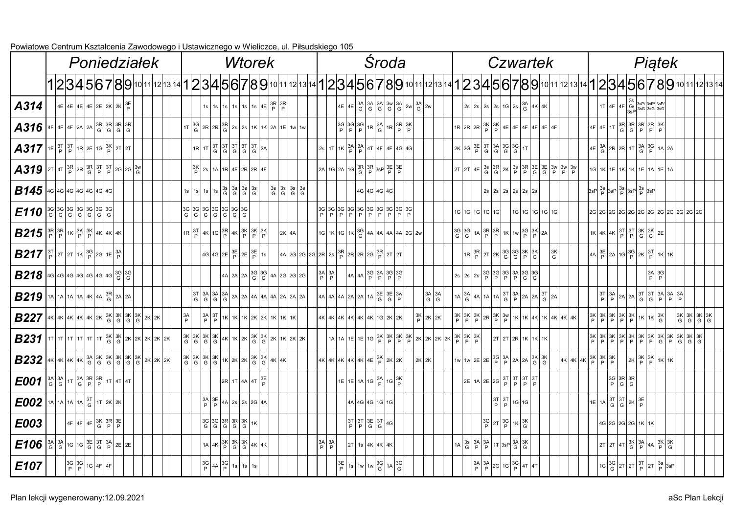Powiatowe Centrum Kształcenia Zawodowego i Ustawicznego w Wieliczce, ul. Piłsudskiego 105

| | Poniedziałek | | | | | | | | | | | | | | Wtorek | | | | | | | | | | | | | | Środa | | | | | | | | | | | | | | Czwartek | | | | | | | | | | | | | | Piątek | | | | | | | | | | | | | |
|---|---|---|---|---|---|---|---|---|---|---|---|---|---|---|---|---|---|---|---|---|---|---|---|---|---|---|---|---|---|---|---|---|---|---|---|---|---|---|---|---|---|---|---|---|---|---|---|---|---|---|---|---|---|---|---|---|---|---|---|---|---|---|---|---|---|---|---|---|---|---|
| | 1 | 2 | 3 | 4 | 5 | 6 | 7 | 8 | 9 | 10 | 11 | 12 | 13 | 14 | 1 | 2 | 3 | 4 | 5 | 6 | 7 | 8 | 9 | 10 | 11 | 12 | 13 | 14 | 1 | 2 | 3 | 4 | 5 | 6 | 7 | 8 | 9 | 10 | 11 | 12 | 13 | 14 | 1 | 2 | 3 | 4 | 5 | 6 | 7 | 8 | 9 | 10 | 11 | 12 | 13 | 14 | 1 | 2 | 3 | 4 | 5 | 6 | 7 | 8 | 9 | 10 | 11 | 12 | 13 | 14 |
| **A314** | | 4E | 4E | 4E | 4E | 2E | 2K | 2K | 3E/P | | | | | | | | 1s | 1s | 1s | 1s | 1s | 1s | 4E | 3R/P | 3R/P | | | | | | 4E | 4E | 3A/G | 3A/G | 3A/G | 3w/G | 3A/G | 2w | 3A/G | 2w | | | | 2s | 2s | 2s | 2s | 1G | 2s | 3A/G | 4K | 4K | | | | | | 1T | 4F | 4F | 3s/G/3sP | 3sP/3sG | 3sP/3sG | 3sP/3sG | | | | | | |
| **A316** | 4F | 4F | 4F | 2A | 2A | 3R/G | 3R/G | 3R/G | 3R/G | | | | | | 1T | 3G/G | 2R | 2R | 3R/G | 2s | 2s | 1K | 1K | 2A | 1E | 1w | 1w | | | | 3G/P | 3G/P | 3G/P | 1R | 3A/G | 1R | 3R/P | 3K/P | | | | | 1R | 2R | 2R | 3K/P | 3K/P | 4E | 4F | 4F | 4F | 4F | 4F | | | | 4F | 4F | 1T | 3R/G | 3R/G | 3R/P | 3R/P | 3K/P | | | | | | |
| **A317** | 1E | 3T/P | 3T/P | 1R | 2E | 1G | 3K/P | 2T | 2T | | | | | | | 1R | 1T | 3T/G | 3T/G | 3T/G | 3T/G | 3T/G | 2A | | | | | | 2s | 1T | 1K | 3A/P | 3A/P | 4T | 4F | 4F | 4G | 4G | | | | | 2K | 2G | 3E/P | 3T/G | 3A/G | 3G/G | 3G/G | 1T | | | | | | | 4E | 3A/G | 2R | 2R | 1T | 3A/G | 3G/P | 1A | 2A | | | | | |
| **A319** | 2T | 4T | 3R/P | 2R | 3R/G | 3T/P | 3T/P | 2G | 2G | 3w/G | | | | | | 3K/P | 2s | 1A | 1R | 4F | 2R | 2R | 4F | | | | | | 2A | 1G | 2A | 1G | 3R/G | 3R/P | 3sP | 3E/P | 3E/P | | | | | | 2T | 2T | 4E | 3s/G | 3R/G | 2K | 3s/P | 3R/P | 3E/G | 3E/G | 3w/P | 3w/P | 3w/P | | 1G | 1K | 1E | 1K | 1K | 1E | 1A | 1E | 1A | | | | | |
| **B145** | 4G | 4G | 4G | 4G | 4G | 4G | 4G | | | | | | | | 1s | 1s | 1s | 1s | 3s/G | 3s/G | 3s/G | 3s/G | | 3s/G | 3s/G | 3s/G | 3s/G | | | | | | | 4G | 4G | 4G | 4G | | | | | | | | | 2s | 2s | 2s | 2s | 2s | 2s | | | | | | 3sP | 3s/P | 3sP | 3s/P | 3sP | 3s/P | 3sP | | | | | | | |
| **E110** | 3G/G | 3G/G | 3G/G | 3G/G | 3G/G | 3G/G | 3G/G | | | | | | | | 3G/G | 3G/G | 3G/G | 3G/G | 3G/G | 3G/G | 3G/G | 3G/G | | | | | | | 3G/P | 3G/P | 3G/P | 3G/P | 3G/P | 3G/P | 3G/P | 3G/P | 3G/P | 3G/P | 3G/P | | | | 1G | 1G | 1G | 1G | 1G | | 1G | 1G | 1G | 1G | 1G | | | | 2G | 2G | 2G | 2G | 2G | 2G | 2G | 2G | 2G | 2G | 2G | 2G | | |
| **B215** | 3R/P | 3R/P | 1K | 3K/P | 3K/P | 4K | 4K | 4K | | | | | | | 1R | 3T/P | 4K | 1G | 3R/P | 4K | 3K/P | 3K/P | 3K/P | | 2K | 4A | | | 1G | 1K | 1G | 1K | 3G/G | 4A | 4A | 4A | 4A | 2G | 2w | | | | 3G/G | 3G/G | 1A | 3R/P | 3R/P | 1K | 1w | 3G/P | 3K/P | 2A | | | | | 1K | 4K | 4K | 3T/P | 3T/P | 3K/G | 3K/G | 2E | | | | | | |
| **B217** | 3T/P | 2T | 2T | 1K | 3G/P | 2G | 1E | 3A/P | | | | | | | | | 4G | 4G | 2E | 3E/P | 2E | 3E/P | 1s | | 4A | 2G | 2G | 2G | 2R | 2s | 3R/P | 2R | 2R | 2G | 3R/P | 2T | 2T | | | | | | | 1R | 3R/P | 2T | 2K | 3G/G | 3G/G | 3K/P | 3K/G | | 3K/G | | | | 4A | 3E/P | 2A | 1G | 3G/P | 2K | 3T/P | 1K | 1K | | | | | |
| **B218** | 4G | 4G | 4G | 4G | 4G | 4G | 4G | 3G/G | 3G/G | | | | | | | | | | 4A | 2A | 2A | 3G/G | 3G/G | 4A | 2G | 2G | 2G | | 3A/P | 3A/P | | 4A | 4A | 3G/P | 3A/P | 3G/P | 3G/P | | | | | | 2s | 2s | 2s | 3G/P | 3G/P | 3G/P | 3A/P | 3G/G | 3G/G | | | | | | | | | | | | 3A/P | 3G/P | | | | | | |
| **B219** | 1A | 1A | 1A | 1A | 4K | 4A | 3R/G | 2A | 2A | | | | | | | 3T/G | 3A/G | 3A/G | 3A/G | 2A | 2A | 4A | 4A | 4A | 2A | 2A | 2A | | 4A | 4A | 4A | 2A | 2A | 1A | 3E/G | 3E/G | 3w/P | | | 3A/G | 3A/G | | 1A | 3A/G | 4A | 1A | 1A | 3T/G | 3A/P | 2A | 2A | 3T/G | 2A | | | | | 3T/P | 3A/P | 2A | 2A | 3T/G | 3T/G | 3A/P | 3A/P | 3A/P | | | | |
| **B227** | 4K | 4K | 4K | 4K | 4K | 2K | 3K/G | 3K/G | 3K/G | 3K/G | 2K | 2K | | | 3A/P | | 3A/P | 3T/P | 1K | 1K | 1K | 2K | 2K | 1K | 1K | 1K | | | 4K | 4K | 4K | 4K | 4K | 4K | 1G | 2K | 2K | | 3K/P | 2K | 2K | | 3K/P | 3K/P | 3K/P | 2R | 3K/P | 3w/P | 1K | 1K | 4K | 1K | 4K | 4K | 4K | | 3K/P | 3K/P | 3K/P | 3K/P | 3K/P | 1K | 1K | 3K/G | | 3K/G | 3K/G | 3K/G | 3K/G | |
| **B231** | 1T | 1T | 1T | 1T | 1T | 1T | 3K/G | 3K/G | 2K | 2K | 2K | 2K | 2K | | 3K/G | 3K/G | 3K/G | 3K/G | 4K | 1K | 2K | 3K/G | 3K/G | 2K | 1K | 2K | 2K | | | 1A | 1A | 1E | 1E | 1G | 3K/P | 3K/P | 3K/P | 3K/P | 2K | 2K | 2K | 2K | 3K/P | 3K/P | 3K/P | | 2T | 2T | 2R | 1K | 1K | 1K | | | | | 3K/P | 3K/P | 3K/P | 3K/P | 3K/P | 3K/P | 3K/P | 3K/G | 3K/P | 3K/G | 3K/G | 3K/G | | |
| **B232** | 4K | 4K | 4K | 4K | 3A/G | 3K/G | 3K/G | 3K/G | 3K/G | 3K/G | 2K | 2K | 2K | | 3K/G | 3K/G | 3K/G | 3K/G | 1K | 2K | 2K | 3K/G | 3K/G | 4K | 4K | | | | 4K | 4K | 4K | 4K | 4K | 4E | 3K/P | 2K | 2K | | 2K | 2K | | | 1w | 1w | 2E | 2E | 3G/P | 3A/P | 2A | 2A | 3K/G | 3K/G | | 4K | 4K | 4K | 3K/P | 3K/P | 3K/P | | 2K | 3K/P | 3K/P | 1K | 1K | | | | | |
| **E001** | 3A/G | 3A/G | 1T | 3A/G | 3R/P | 3R/P | 1T | 4T | 4T | | | | | | | | | | 2R | 1T | 4A | 4T | 3E/P | | | | | | | | 1E | 1E | 1A | 1G | 3A/P | 1G | 3K/P | | | | | | | 2E | 1A | 2E | 2G | 3T/P | 3T/P | 3T/P | 3T/P | | | | | | | | 3G/P | 3R/G | 3R/G | | | | | | | | | |
| **E002** | 1A | 1A | 1A | 1A | 3T/G | 1T | 2K | 2K | | | | | | | | | 3A/P | 3E/P | 4A | 2s | 2s | 2G | 4A | | | | | | | | | 4A | 4G | 4G | 1G | 1G | | | | | | | | | | | 3T/P | 3T/P | 1G | 1G | | | | | | | 1E | 1A | 3T/G | 3T/G | 2K | 3E/P | | | | | | | | |
| **E003** | | | 4F | 4F | 4F | 3K/G | 3R/P | 3E/P | | | | | | | | | 3G/G | 3G/G | 3R/G | 3R/G | 3K/G | 1K | | | | | | | | | | 3T/P | 3T/P | 3E/G | 3T/G | 4G | | | | | | | | | | 3G/P | 2T | 3G/P | 1K | 3K/G | | | | | | | | | 4G | 2G | 2G | 2G | 1K | 1K | | | | | | |
| **E106** | 3A/G | 3A/G | 1G | 1G | 3E/G | 3T/P | 3A/P | 2E | 2E | | | | | | | | 1A | 4K | 3K/P | 3K/G | 3K/G | 4K | 4K | | | | | | 3A/P | 3A/P | | 2T | 1s | 4K | 4K | 4K | | | | | | | 1A | 3s/G | 3A/P | 3A/P | 1T | 3sP | 3A/G | 3K/G | | | | | | | | | 2T | 2T | 4T | 3K/G | 3K/P | 4A | 3K/P | 3K/G | | | | |
| **E107** | | | 3G/P | 3G/P | 1G | 4F | 4F | | | | | | | | | | 3G/P | 4A | 3G/P | 1s | 1s | 1s | | | | | | | | | 3E/P | 1s | 1w | 1w | 3G/G | 1A | 3G/G | | | | | | | | 3A/P | 3A/P | 2G | 1G | 3G/P | 4T | 4T | | | | | | | | 1G | 3G/G | 2T | 2T | 3T/P | 2T | 3s/P | 3sP | | | | |

Plan lekcji wygenerowany:12.09.2021

aSc Plan Lekcji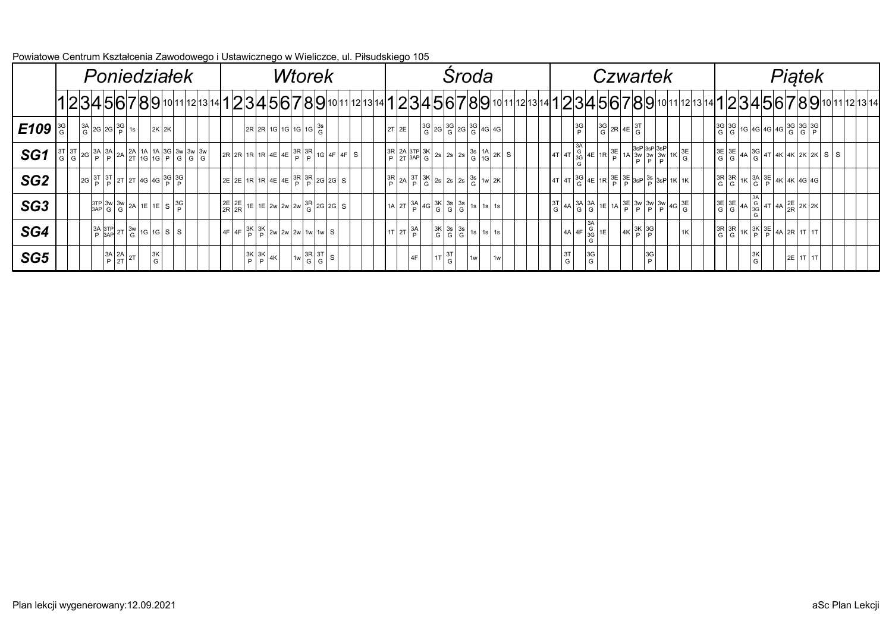Powiatowe Centrum Kształcenia Zawodowego i Ustawicznego w Wieliczce, ul. Piłsudskiego 105

| | Poniedziałek | | | | | | | | | | | | | | Wtorek | | | | | | | | | | | | | | Środa | | | | | | | | | | | | | | Czwartek | | | | | | | | | | | | | | Piątek | | | | | | | | | | | | | |
|---|---|---|---|---|---|---|---|---|---|---|---|---|---|---|---|---|---|---|---|---|---|---|---|---|---|---|---|---|---|---|---|---|---|---|---|---|---|---|---|---|---|---|---|---|---|---|---|---|---|---|---|---|---|---|---|---|---|---|---|---|---|---|---|---|---|---|---|---|---|---|
| | 1 | 2 | 3 | 4 | 5 | 6 | 7 | 8 | 9 | 10 | 11 | 12 | 13 | 14 | 1 | 2 | 3 | 4 | 5 | 6 | 7 | 8 | 9 | 10 | 11 | 12 | 13 | 14 | 1 | 2 | 3 | 4 | 5 | 6 | 7 | 8 | 9 | 10 | 11 | 12 | 13 | 14 | 1 | 2 | 3 | 4 | 5 | 6 | 7 | 8 | 9 | 10 | 11 | 12 | 13 | 14 | 1 | 2 | 3 | 4 | 5 | 6 | 7 | 8 | 9 | 10 | 11 | 12 | 13 | 14 |
| **E109** | 3G G | | 3A G | 2G | 2G | 3G P | 1s | | 2K | 2K | | | | | | | 2R | 2R | 1G | 1G | 1G | 1G | 3s G | | | | | | 2T | 2E | | 3G G | 2G | 3G G | 2G | 3G G | 4G | 4G | | | | | | | 3G P | | 3G G | 2R | 4E | 3T G | | | | | | | 3G G | 3G G | 1G | 4G | 4G | 4G | 3G G | 3G G | 3G P | | | | | |
| **SG1** | 3T G | 3T G | 2G | 3A P | 3A P | 2A | 2A 2T | 1A 1G | 1A 1G | 3G P | 3w G | 3w G | 3w G | | 2R | 2R | 1R | 1R | 4E | 4E | 3R P | 3R P | 1G | 4F | 4F | S | | | 3R P | 2A 2T | 3TP 3AP | 3K G | 2s | 2s | 2s | 3s G | 1A 1G | 2K | S | | | | 4T | 4T | 3A G 3G G | 4E | 1R | 3E P | 1A | 3sP 3w P | 3sP 3w P | 3sP 3w P | 1K | 3E G | | | 3E G | 3E G | 4A | 3G G | 4T | 4K | 4K | 2K | 2K | S | S | | | |
| **SG2** | | | 2G | 3T P | 3T P | 2T | 2T | 4G | 4G | 3G P | 3G P | | | | 2E | 2E | 1R | 1R | 4E | 4E | 3R P | 3R P | 2G | 2G | S | | | | 3R P | 2A | 3T P | 3K G | 2s | 2s | 2s | 3s G | 1w | 2K | | | | | 4T | 4T | 3G G | 4E | 1R | 3E P | 3E P | 3sP | 3s P | 3sP | 1K | 1K | | | 3R G | 3R G | 1K | 3A G | 3E P | 4K | 4K | 4G | 4G | | | | | |
| **SG3** | | | | 3TP 3AP | 3w G | 3w G | 2A | 1E | 1E | S | 3G P | | | | 2E 2R | 2E 2R | 1E | 1E | 2w | 2w | 2w | 3R G | 2G | 2G | S | | | | 1A | 2T | 3A P | 4G | 3K G | 3s G | 3s G | 1s | 1s | 1s | | | | | 3T G | 4A | 3A G | 3A G | 1E | 1A | 3E P | 3w P | 3w P | 3w P | 4G | 3E G | | | 3E G | 3E G | 4A | 3A G 3G G | 4T | 4A | 2E 2R | 2K | 2K | | | | | |
| **SG4** | | | 3A P | 3TP 3AP | 2T | 3w G | 1G | 1G | S | S | | | | | 4F | 4F | 3K P | 3K P | 2w | 2w | 2w | 1w | 1w | S | | | | | 1T | 2T | 3A P | | 3K G | 3s G | 3s G | 1s | 1s | 1s | | | | | | 4A | 4F | 3A G 3G G | 1E | | 4K | 3K P | 3G P | | | 1K | | | 3R G | 3R G | 1K | 3K P | 3E P | 4A | 2R | 1T | 1T | | | | | |
| **SG5** | | | | | 3A P | 2A 2T | 2T | | 3K G | | | | | | | | 3K P | 3K P | 4K | | 1w | 3R G | 3T G | S | | | | | | | 4F | | 1T | 3T G | | 1w | | 1w | | | | | | 3T G | | 3G G | | | | | 3G P | | | | | | | | | 3K G | | | 2E | 1T | 1T | | | | | |

Plan lekcji wygenerowany:12.09.2021